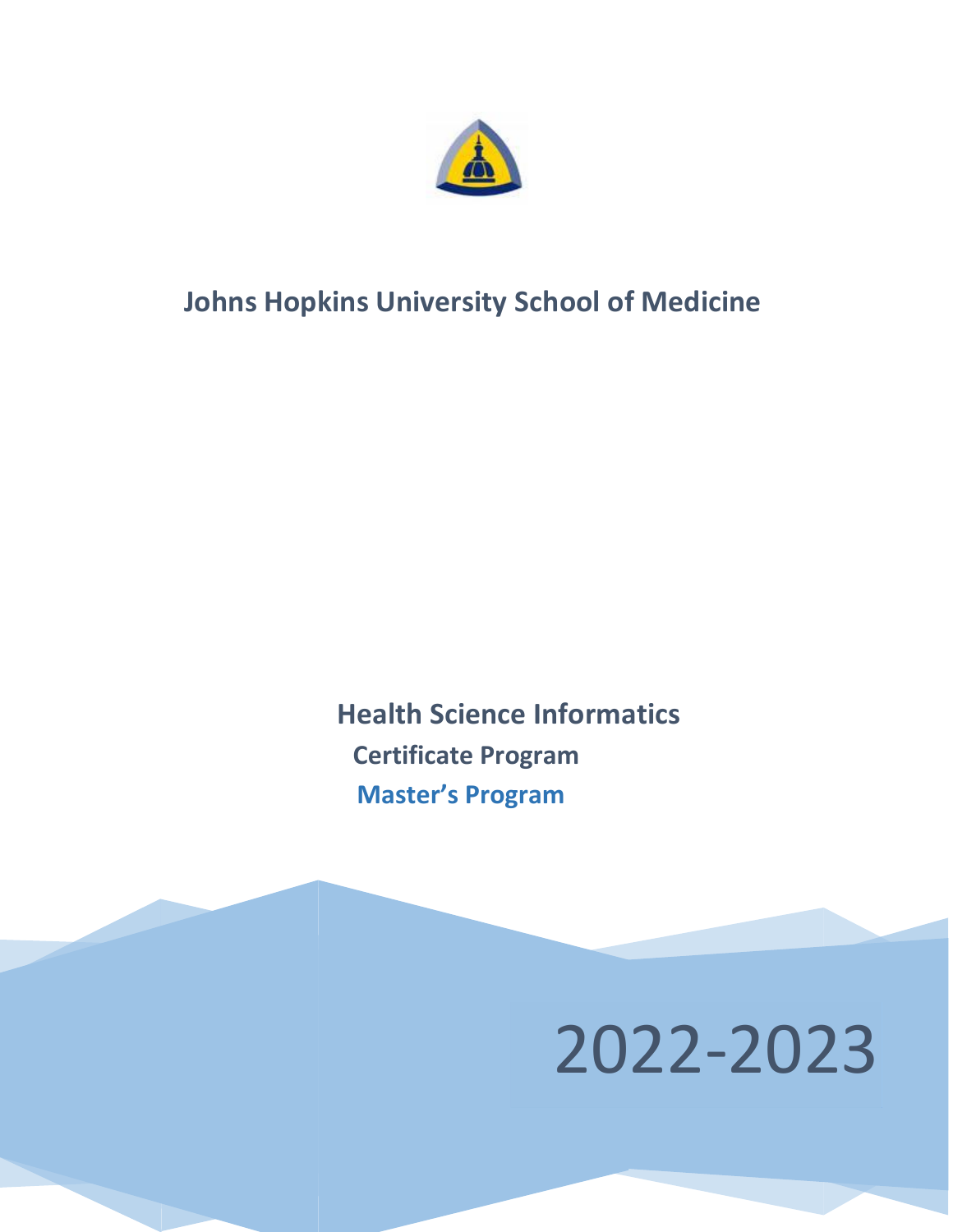# Johns Hopkins University School of Medicine

## Health Science Informatics

### Certificate Program

### Master's Program

2022-2023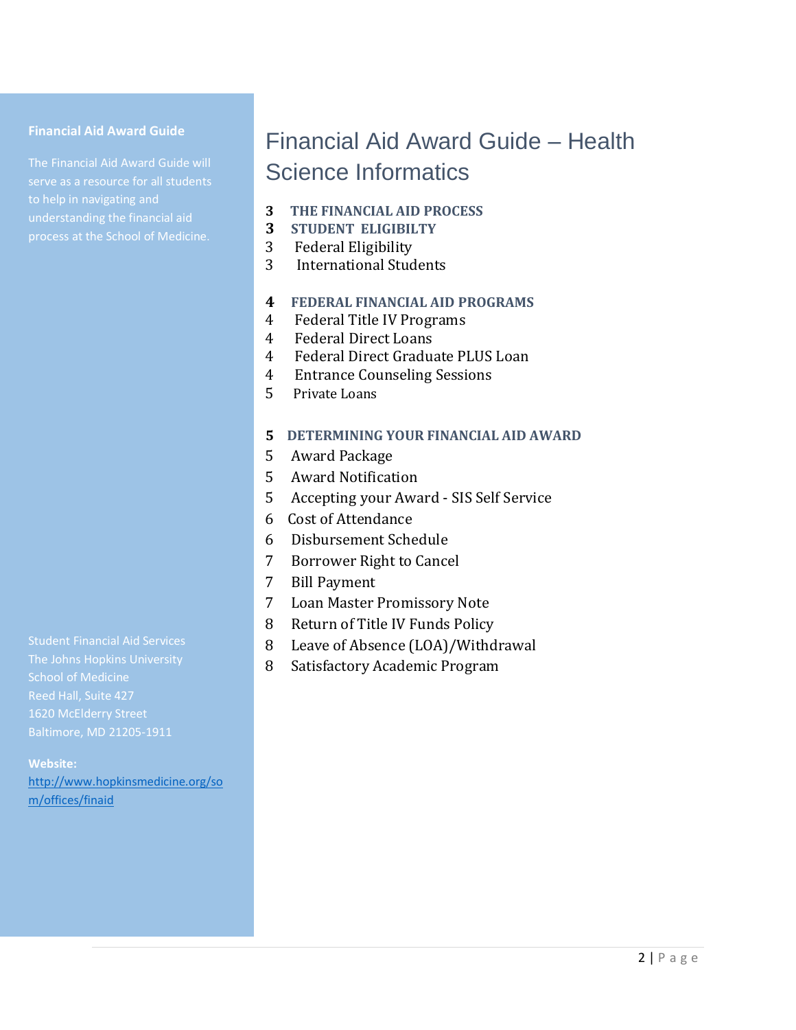**Financial Aid Award Guide**

The Financial Aid Award Guide will serve as a resource for all students to help in navigating and understanding the financial aid process at the School of Medicine.

# Financial Aid Award Guide – Health Science Informatics

**3 THE FINANCIAL AID PROCESS**
**3 STUDENT ELIGIBILTY**
3 Federal Eligibility
3 International Students

**4 FEDERAL FINANCIAL AID PROGRAMS**
4 Federal Title IV Programs
4 Federal Direct Loans
4 Federal Direct Graduate PLUS Loan
4 Entrance Counseling Sessions
5 Private Loans

**5 DETERMINING YOUR FINANCIAL AID AWARD**
5 Award Package
5 Award Notification
5 Accepting your Award - SIS Self Service
6 Cost of Attendance
6 Disbursement Schedule
7 Borrower Right to Cancel
7 Bill Payment
7 Loan Master Promissory Note
8 Return of Title IV Funds Policy
8 Leave of Absence (LOA)/Withdrawal
8 Satisfactory Academic Program

Student Financial Aid Services
The Johns Hopkins University
School of Medicine
Reed Hall, Suite 427
1620 McElderry Street
Baltimore, MD 21205-1911

**Website:**
http://www.hopkinsmedicine.org/som/offices/finaid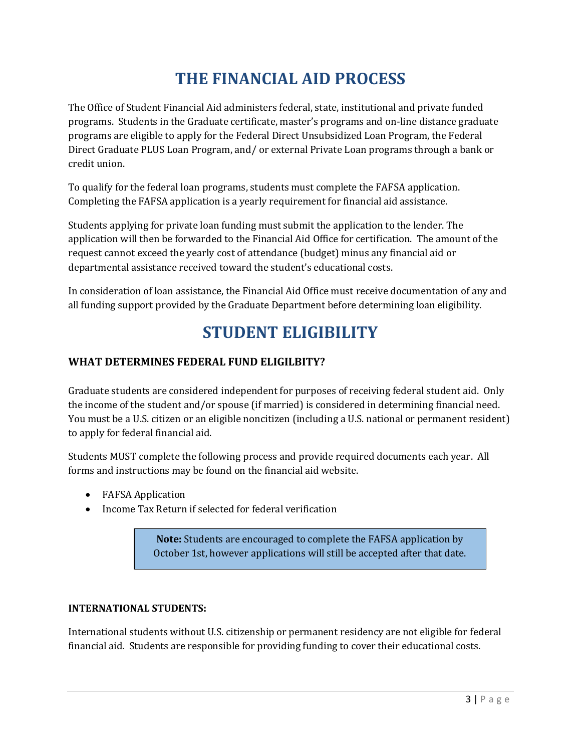# THE FINANCIAL AID PROCESS

The Office of Student Financial Aid administers federal, state, institutional and private funded programs. Students in the Graduate certificate, master's programs and on-line distance graduate programs are eligible to apply for the Federal Direct Unsubsidized Loan Program, the Federal Direct Graduate PLUS Loan Program, and/ or external Private Loan programs through a bank or credit union.

To qualify for the federal loan programs, students must complete the FAFSA application. Completing the FAFSA application is a yearly requirement for financial aid assistance.

Students applying for private loan funding must submit the application to the lender. The application will then be forwarded to the Financial Aid Office for certification. The amount of the request cannot exceed the yearly cost of attendance (budget) minus any financial aid or departmental assistance received toward the student's educational costs.

In consideration of loan assistance, the Financial Aid Office must receive documentation of any and all funding support provided by the Graduate Department before determining loan eligibility.

# STUDENT ELIGIBILITY

### WHAT DETERMINES FEDERAL FUND ELIGILBITY?

Graduate students are considered independent for purposes of receiving federal student aid. Only the income of the student and/or spouse (if married) is considered in determining financial need. You must be a U.S. citizen or an eligible noncitizen (including a U.S. national or permanent resident) to apply for federal financial aid.

Students MUST complete the following process and provide required documents each year. All forms and instructions may be found on the financial aid website.

- FAFSA Application
- Income Tax Return if selected for federal verification

> **Note:** Students are encouraged to complete the FAFSA application by October 1st, however applications will still be accepted after that date.

### INTERNATIONAL STUDENTS:

International students without U.S. citizenship or permanent residency are not eligible for federal financial aid. Students are responsible for providing funding to cover their educational costs.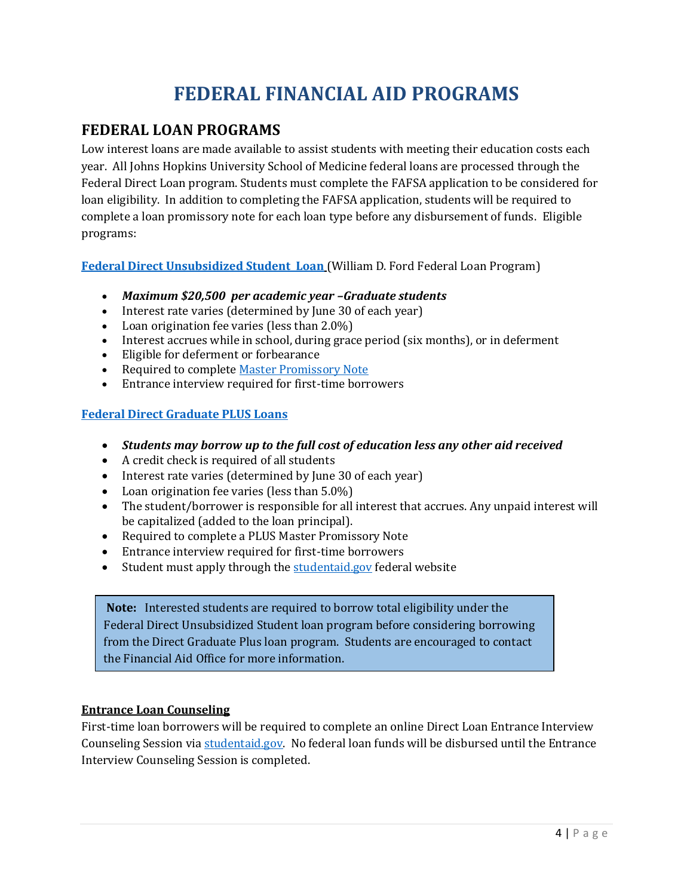# FEDERAL FINANCIAL AID PROGRAMS

## FEDERAL LOAN PROGRAMS

Low interest loans are made available to assist students with meeting their education costs each year. All Johns Hopkins University School of Medicine federal loans are processed through the Federal Direct Loan program. Students must complete the FAFSA application to be considered for loan eligibility. In addition to completing the FAFSA application, students will be required to complete a loan promissory note for each loan type before any disbursement of funds. Eligible programs:

**Federal Direct Unsubsidized Student Loan** (William D. Ford Federal Loan Program)

- ***Maximum $20,500 per academic year –Graduate students***
- Interest rate varies (determined by June 30 of each year)
- Loan origination fee varies (less than 2.0%)
- Interest accrues while in school, during grace period (six months), or in deferment
- Eligible for deferment or forbearance
- Required to complete Master Promissory Note
- Entrance interview required for first-time borrowers

**Federal Direct Graduate PLUS Loans**

- ***Students may borrow up to the full cost of education less any other aid received***
- A credit check is required of all students
- Interest rate varies (determined by June 30 of each year)
- Loan origination fee varies (less than 5.0%)
- The student/borrower is responsible for all interest that accrues. Any unpaid interest will be capitalized (added to the loan principal).
- Required to complete a PLUS Master Promissory Note
- Entrance interview required for first-time borrowers
- Student must apply through the studentaid.gov federal website

> **Note:** Interested students are required to borrow total eligibility under the Federal Direct Unsubsidized Student loan program before considering borrowing from the Direct Graduate Plus loan program. Students are encouraged to contact the Financial Aid Office for more information.

**Entrance Loan Counseling**

First-time loan borrowers will be required to complete an online Direct Loan Entrance Interview Counseling Session via studentaid.gov. No federal loan funds will be disbursed until the Entrance Interview Counseling Session is completed.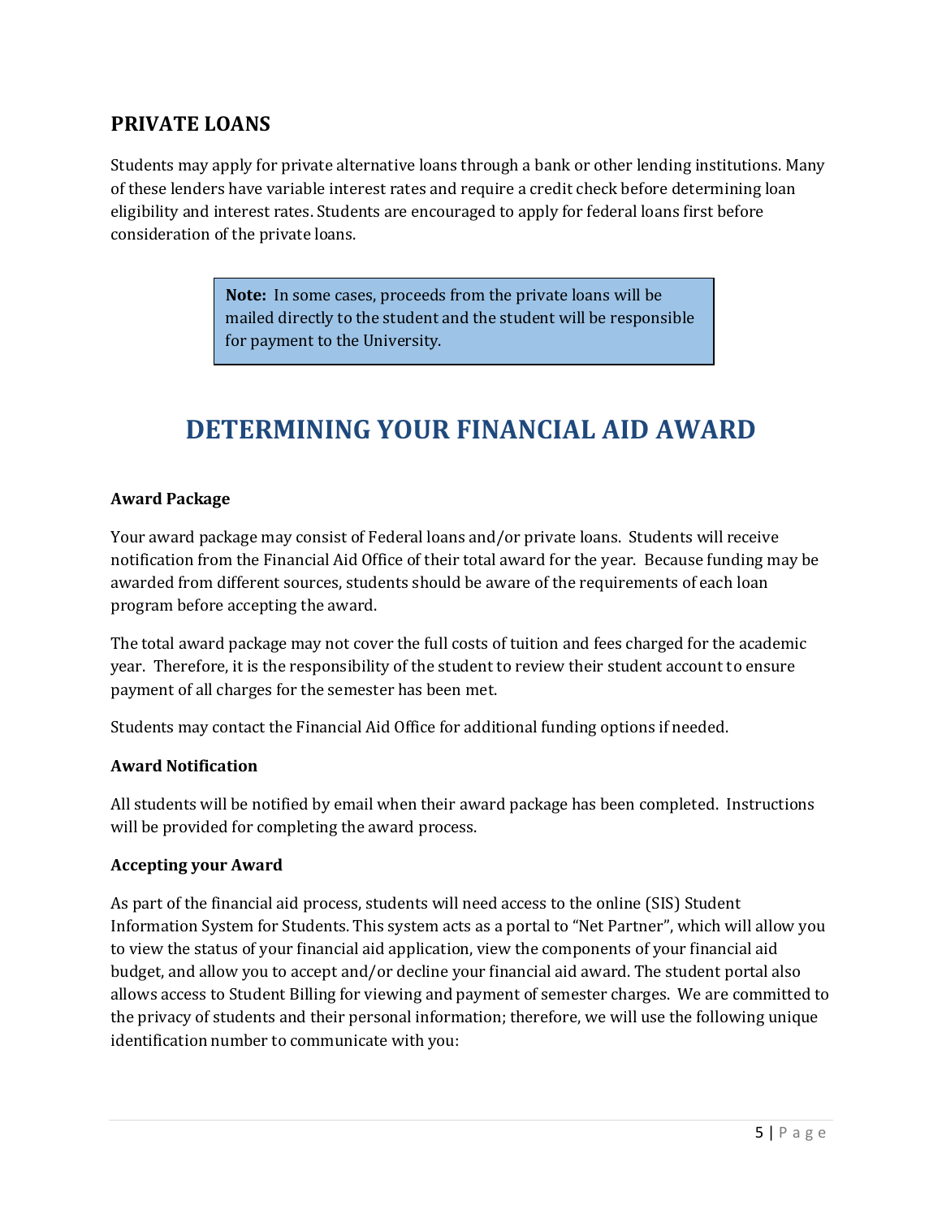## PRIVATE LOANS

Students may apply for private alternative loans through a bank or other lending institutions. Many of these lenders have variable interest rates and require a credit check before determining loan eligibility and interest rates. Students are encouraged to apply for federal loans first before consideration of the private loans.

> **Note:** In some cases, proceeds from the private loans will be mailed directly to the student and the student will be responsible for payment to the University.

# DETERMINING YOUR FINANCIAL AID AWARD

**Award Package**

Your award package may consist of Federal loans and/or private loans. Students will receive notification from the Financial Aid Office of their total award for the year. Because funding may be awarded from different sources, students should be aware of the requirements of each loan program before accepting the award.

The total award package may not cover the full costs of tuition and fees charged for the academic year. Therefore, it is the responsibility of the student to review their student account to ensure payment of all charges for the semester has been met.

Students may contact the Financial Aid Office for additional funding options if needed.

**Award Notification**

All students will be notified by email when their award package has been completed. Instructions will be provided for completing the award process.

**Accepting your Award**

As part of the financial aid process, students will need access to the online (SIS) Student Information System for Students. This system acts as a portal to "Net Partner", which will allow you to view the status of your financial aid application, view the components of your financial aid budget, and allow you to accept and/or decline your financial aid award. The student portal also allows access to Student Billing for viewing and payment of semester charges. We are committed to the privacy of students and their personal information; therefore, we will use the following unique identification number to communicate with you: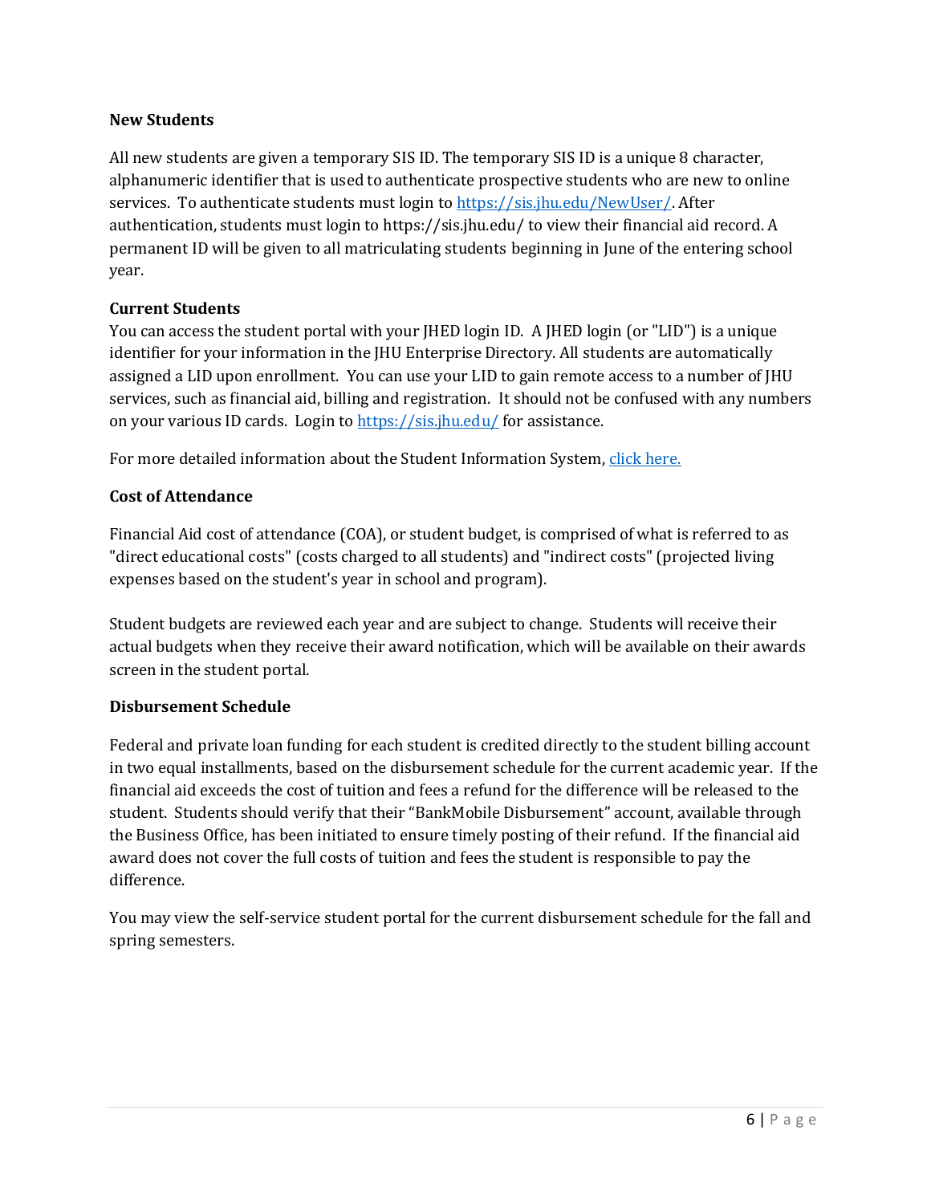### New Students

All new students are given a temporary SIS ID. The temporary SIS ID is a unique 8 character, alphanumeric identifier that is used to authenticate prospective students who are new to online services. To authenticate students must login to [https://sis.jhu.edu/NewUser/](https://sis.jhu.edu/NewUser/). After authentication, students must login to https://sis.jhu.edu/ to view their financial aid record. A permanent ID will be given to all matriculating students beginning in June of the entering school year.

### Current Students

You can access the student portal with your JHED login ID. A JHED login (or "LID") is a unique identifier for your information in the JHU Enterprise Directory. All students are automatically assigned a LID upon enrollment. You can use your LID to gain remote access to a number of JHU services, such as financial aid, billing and registration. It should not be confused with any numbers on your various ID cards. Login to [https://sis.jhu.edu/](https://sis.jhu.edu/) for assistance.

For more detailed information about the Student Information System, click here.

### Cost of Attendance

Financial Aid cost of attendance (COA), or student budget, is comprised of what is referred to as "direct educational costs" (costs charged to all students) and "indirect costs" (projected living expenses based on the student's year in school and program).

Student budgets are reviewed each year and are subject to change. Students will receive their actual budgets when they receive their award notification, which will be available on their awards screen in the student portal.

### Disbursement Schedule

Federal and private loan funding for each student is credited directly to the student billing account in two equal installments, based on the disbursement schedule for the current academic year. If the financial aid exceeds the cost of tuition and fees a refund for the difference will be released to the student. Students should verify that their "BankMobile Disbursement" account, available through the Business Office, has been initiated to ensure timely posting of their refund. If the financial aid award does not cover the full costs of tuition and fees the student is responsible to pay the difference.

You may view the self-service student portal for the current disbursement schedule for the fall and spring semesters.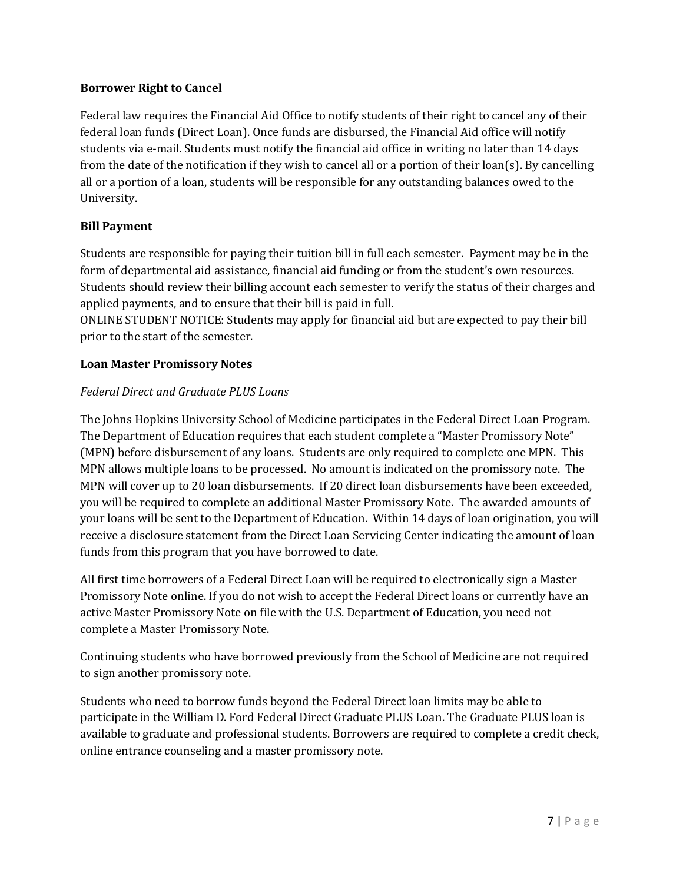**Borrower Right to Cancel**

Federal law requires the Financial Aid Office to notify students of their right to cancel any of their federal loan funds (Direct Loan). Once funds are disbursed, the Financial Aid office will notify students via e-mail. Students must notify the financial aid office in writing no later than 14 days from the date of the notification if they wish to cancel all or a portion of their loan(s). By cancelling all or a portion of a loan, students will be responsible for any outstanding balances owed to the University.

**Bill Payment**

Students are responsible for paying their tuition bill in full each semester. Payment may be in the form of departmental aid assistance, financial aid funding or from the student's own resources. Students should review their billing account each semester to verify the status of their charges and applied payments, and to ensure that their bill is paid in full.
ONLINE STUDENT NOTICE: Students may apply for financial aid but are expected to pay their bill prior to the start of the semester.

**Loan Master Promissory Notes**

*Federal Direct and Graduate PLUS Loans*

The Johns Hopkins University School of Medicine participates in the Federal Direct Loan Program. The Department of Education requires that each student complete a "Master Promissory Note" (MPN) before disbursement of any loans. Students are only required to complete one MPN. This MPN allows multiple loans to be processed. No amount is indicated on the promissory note. The MPN will cover up to 20 loan disbursements. If 20 direct loan disbursements have been exceeded, you will be required to complete an additional Master Promissory Note. The awarded amounts of your loans will be sent to the Department of Education. Within 14 days of loan origination, you will receive a disclosure statement from the Direct Loan Servicing Center indicating the amount of loan funds from this program that you have borrowed to date.

All first time borrowers of a Federal Direct Loan will be required to electronically sign a Master Promissory Note online. If you do not wish to accept the Federal Direct loans or currently have an active Master Promissory Note on file with the U.S. Department of Education, you need not complete a Master Promissory Note.

Continuing students who have borrowed previously from the School of Medicine are not required to sign another promissory note.

Students who need to borrow funds beyond the Federal Direct loan limits may be able to participate in the William D. Ford Federal Direct Graduate PLUS Loan. The Graduate PLUS loan is available to graduate and professional students. Borrowers are required to complete a credit check, online entrance counseling and a master promissory note.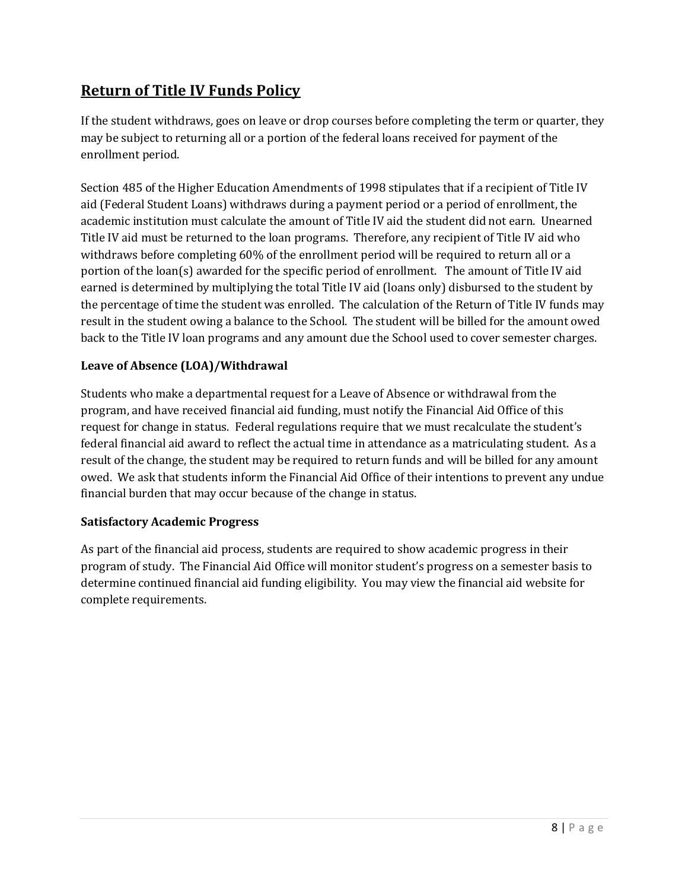## Return of Title IV Funds Policy

If the student withdraws, goes on leave or drop courses before completing the term or quarter, they may be subject to returning all or a portion of the federal loans received for payment of the enrollment period.

Section 485 of the Higher Education Amendments of 1998 stipulates that if a recipient of Title IV aid (Federal Student Loans) withdraws during a payment period or a period of enrollment, the academic institution must calculate the amount of Title IV aid the student did not earn. Unearned Title IV aid must be returned to the loan programs. Therefore, any recipient of Title IV aid who withdraws before completing 60% of the enrollment period will be required to return all or a portion of the loan(s) awarded for the specific period of enrollment. The amount of Title IV aid earned is determined by multiplying the total Title IV aid (loans only) disbursed to the student by the percentage of time the student was enrolled. The calculation of the Return of Title IV funds may result in the student owing a balance to the School. The student will be billed for the amount owed back to the Title IV loan programs and any amount due the School used to cover semester charges.

### Leave of Absence (LOA)/Withdrawal

Students who make a departmental request for a Leave of Absence or withdrawal from the program, and have received financial aid funding, must notify the Financial Aid Office of this request for change in status. Federal regulations require that we must recalculate the student's federal financial aid award to reflect the actual time in attendance as a matriculating student. As a result of the change, the student may be required to return funds and will be billed for any amount owed. We ask that students inform the Financial Aid Office of their intentions to prevent any undue financial burden that may occur because of the change in status.

### Satisfactory Academic Progress

As part of the financial aid process, students are required to show academic progress in their program of study. The Financial Aid Office will monitor student's progress on a semester basis to determine continued financial aid funding eligibility. You may view the financial aid website for complete requirements.